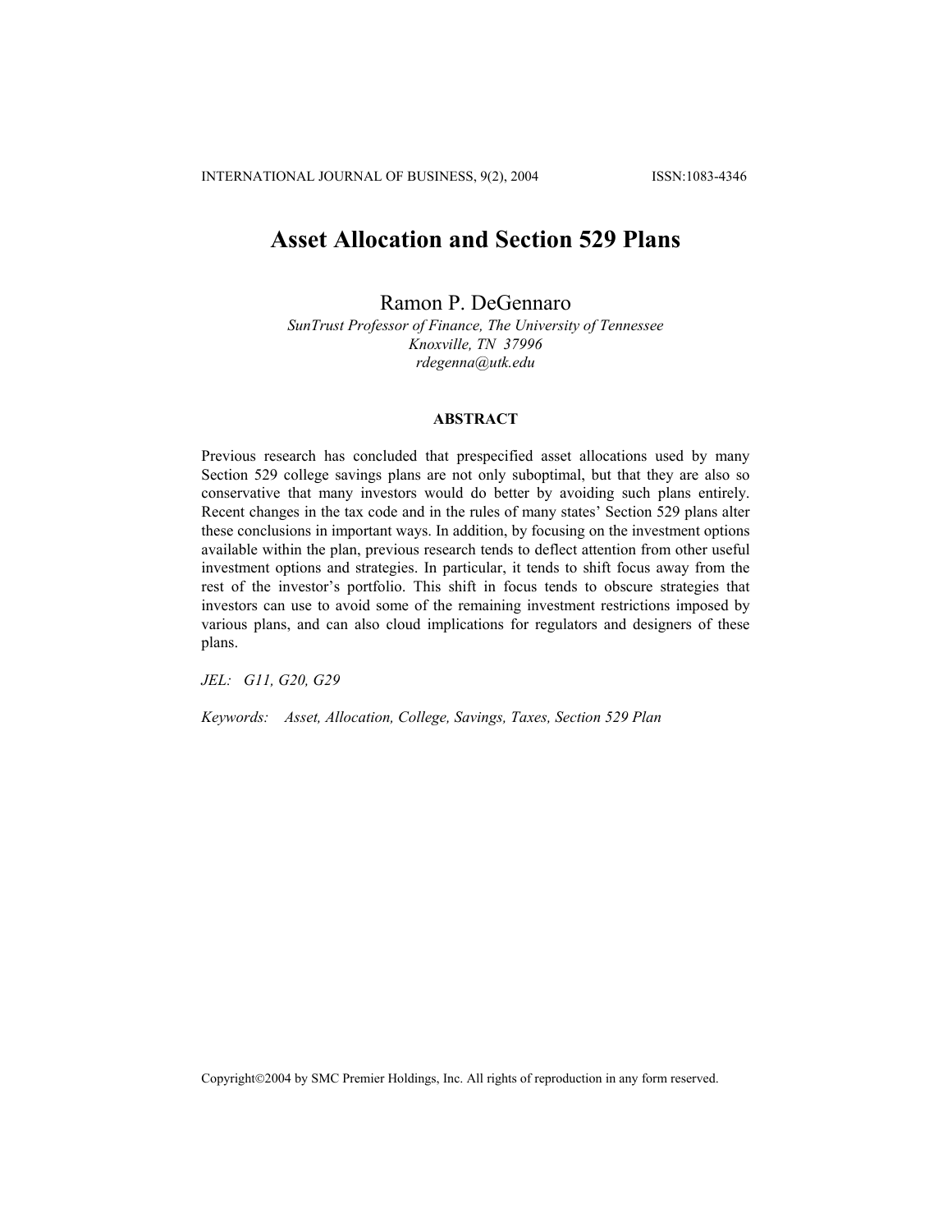# Asset Allocation and Section 529 Plans

Ramon P. DeGennaro

*SunTrust Professor of Finance, The University of Tennessee*
*Knoxville, TN 37996*
*rdegenna@utk.edu*

## ABSTRACT

Previous research has concluded that prespecified asset allocations used by many Section 529 college savings plans are not only suboptimal, but that they are also so conservative that many investors would do better by avoiding such plans entirely. Recent changes in the tax code and in the rules of many states' Section 529 plans alter these conclusions in important ways. In addition, by focusing on the investment options available within the plan, previous research tends to deflect attention from other useful investment options and strategies. In particular, it tends to shift focus away from the rest of the investor's portfolio. This shift in focus tends to obscure strategies that investors can use to avoid some of the remaining investment restrictions imposed by various plans, and can also cloud implications for regulators and designers of these plans.

*JEL: G11, G20, G29*

*Keywords: Asset, Allocation, College, Savings, Taxes, Section 529 Plan*

Copyright©2004 by SMC Premier Holdings, Inc. All rights of reproduction in any form reserved.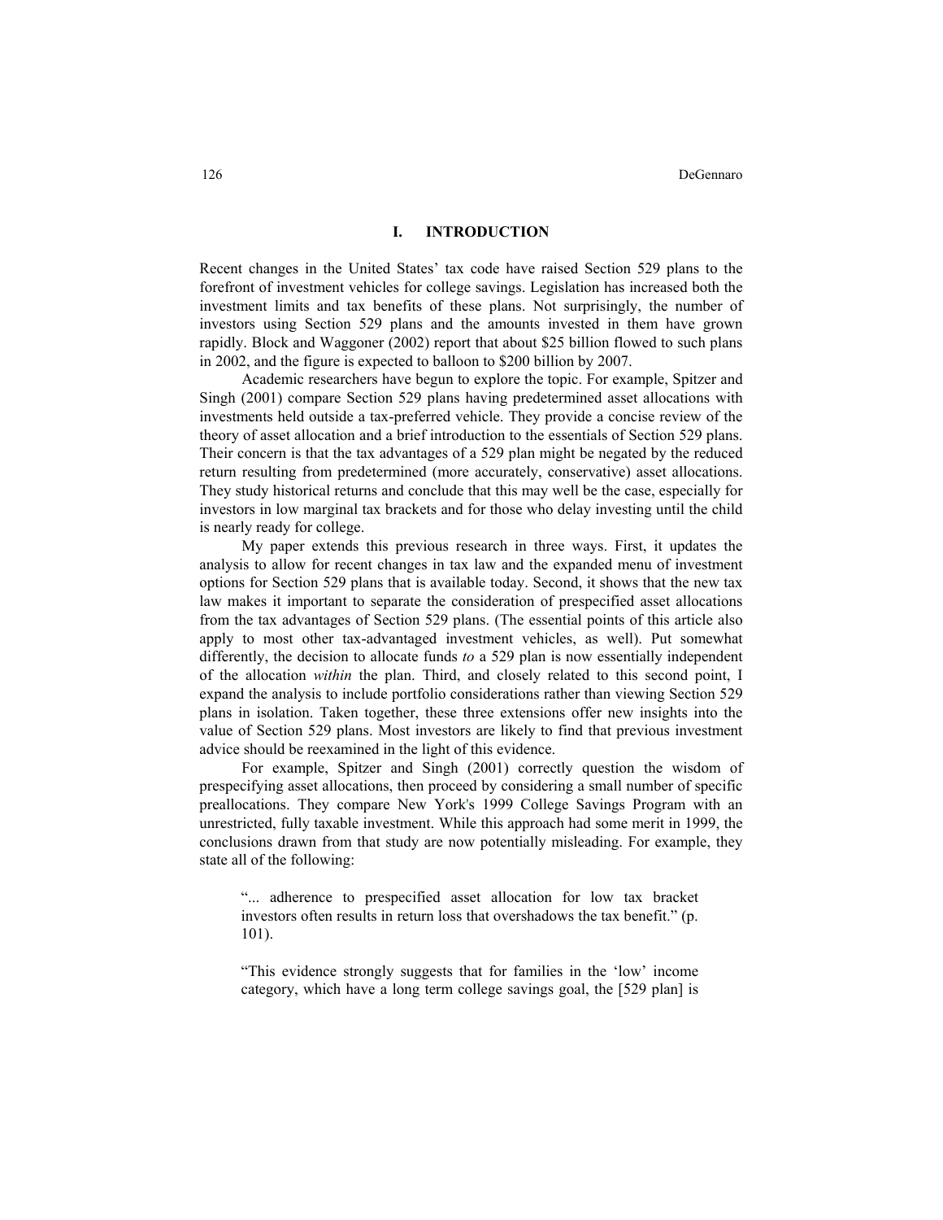## I. INTRODUCTION

Recent changes in the United States' tax code have raised Section 529 plans to the forefront of investment vehicles for college savings. Legislation has increased both the investment limits and tax benefits of these plans. Not surprisingly, the number of investors using Section 529 plans and the amounts invested in them have grown rapidly. Block and Waggoner (2002) report that about $25 billion flowed to such plans in 2002, and the figure is expected to balloon to $200 billion by 2007.

Academic researchers have begun to explore the topic. For example, Spitzer and Singh (2001) compare Section 529 plans having predetermined asset allocations with investments held outside a tax-preferred vehicle. They provide a concise review of the theory of asset allocation and a brief introduction to the essentials of Section 529 plans. Their concern is that the tax advantages of a 529 plan might be negated by the reduced return resulting from predetermined (more accurately, conservative) asset allocations. They study historical returns and conclude that this may well be the case, especially for investors in low marginal tax brackets and for those who delay investing until the child is nearly ready for college.

My paper extends this previous research in three ways. First, it updates the analysis to allow for recent changes in tax law and the expanded menu of investment options for Section 529 plans that is available today. Second, it shows that the new tax law makes it important to separate the consideration of prespecified asset allocations from the tax advantages of Section 529 plans. (The essential points of this article also apply to most other tax-advantaged investment vehicles, as well). Put somewhat differently, the decision to allocate funds *to* a 529 plan is now essentially independent of the allocation *within* the plan. Third, and closely related to this second point, I expand the analysis to include portfolio considerations rather than viewing Section 529 plans in isolation. Taken together, these three extensions offer new insights into the value of Section 529 plans. Most investors are likely to find that previous investment advice should be reexamined in the light of this evidence.

For example, Spitzer and Singh (2001) correctly question the wisdom of prespecifying asset allocations, then proceed by considering a small number of specific preallocations. They compare New York's 1999 College Savings Program with an unrestricted, fully taxable investment. While this approach had some merit in 1999, the conclusions drawn from that study are now potentially misleading. For example, they state all of the following:

> "... adherence to prespecified asset allocation for low tax bracket investors often results in return loss that overshadows the tax benefit." (p. 101).

> "This evidence strongly suggests that for families in the 'low' income category, which have a long term college savings goal, the [529 plan] is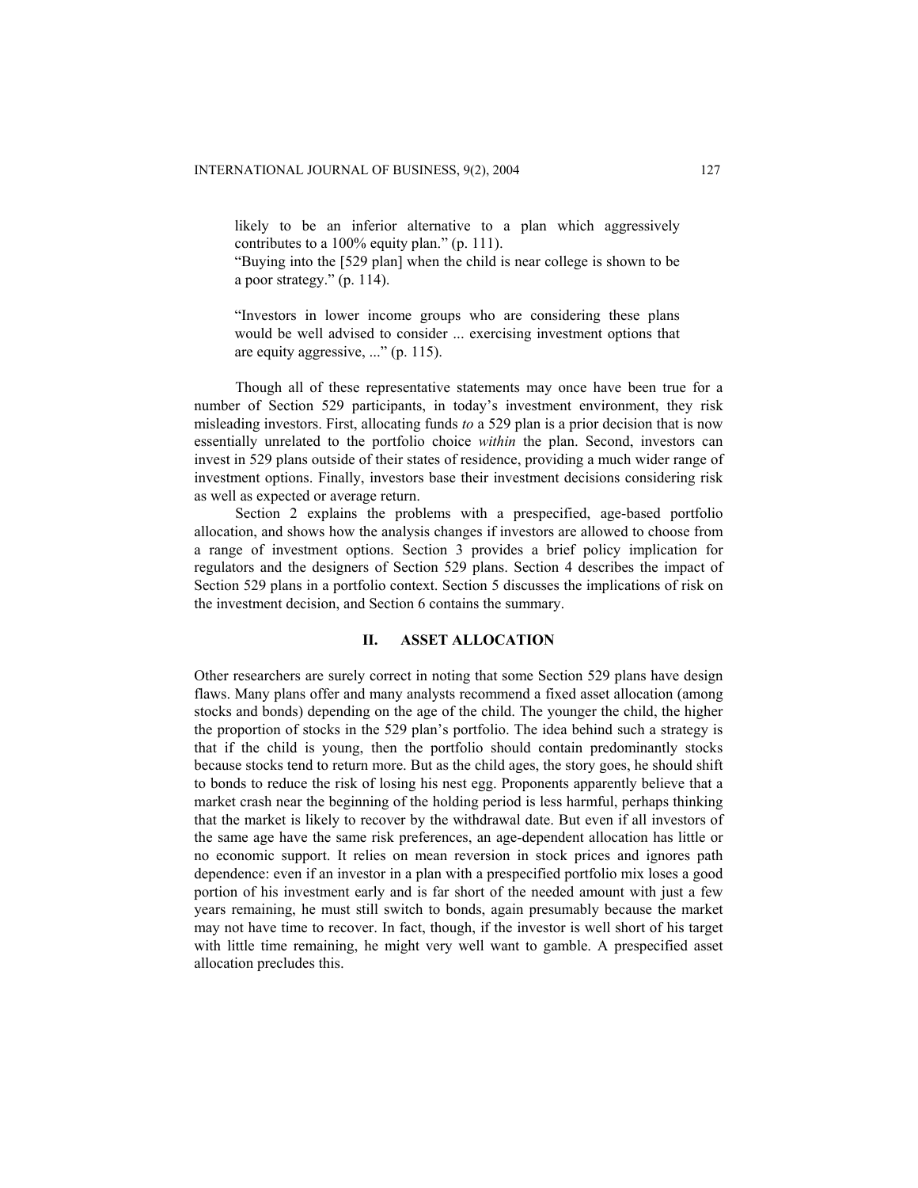likely to be an inferior alternative to a plan which aggressively contributes to a 100% equity plan." (p. 111).

"Buying into the [529 plan] when the child is near college is shown to be a poor strategy." (p. 114).

"Investors in lower income groups who are considering these plans would be well advised to consider ... exercising investment options that are equity aggressive, ..." (p. 115).

Though all of these representative statements may once have been true for a number of Section 529 participants, in today's investment environment, they risk misleading investors. First, allocating funds *to* a 529 plan is a prior decision that is now essentially unrelated to the portfolio choice *within* the plan. Second, investors can invest in 529 plans outside of their states of residence, providing a much wider range of investment options. Finally, investors base their investment decisions considering risk as well as expected or average return.

Section 2 explains the problems with a prespecified, age-based portfolio allocation, and shows how the analysis changes if investors are allowed to choose from a range of investment options. Section 3 provides a brief policy implication for regulators and the designers of Section 529 plans. Section 4 describes the impact of Section 529 plans in a portfolio context. Section 5 discusses the implications of risk on the investment decision, and Section 6 contains the summary.

## II. ASSET ALLOCATION

Other researchers are surely correct in noting that some Section 529 plans have design flaws. Many plans offer and many analysts recommend a fixed asset allocation (among stocks and bonds) depending on the age of the child. The younger the child, the higher the proportion of stocks in the 529 plan's portfolio. The idea behind such a strategy is that if the child is young, then the portfolio should contain predominantly stocks because stocks tend to return more. But as the child ages, the story goes, he should shift to bonds to reduce the risk of losing his nest egg. Proponents apparently believe that a market crash near the beginning of the holding period is less harmful, perhaps thinking that the market is likely to recover by the withdrawal date. But even if all investors of the same age have the same risk preferences, an age-dependent allocation has little or no economic support. It relies on mean reversion in stock prices and ignores path dependence: even if an investor in a plan with a prespecified portfolio mix loses a good portion of his investment early and is far short of the needed amount with just a few years remaining, he must still switch to bonds, again presumably because the market may not have time to recover. In fact, though, if the investor is well short of his target with little time remaining, he might very well want to gamble. A prespecified asset allocation precludes this.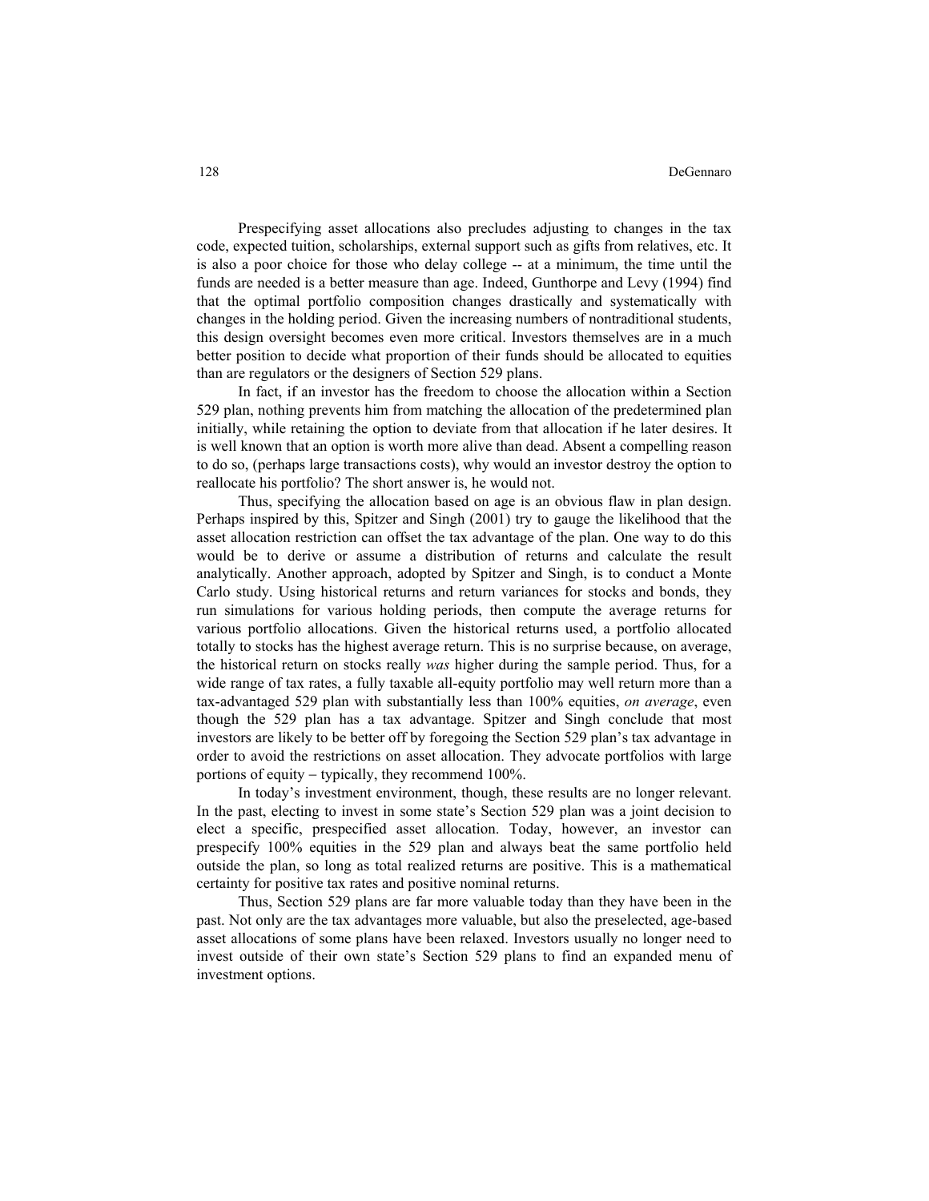Prespecifying asset allocations also precludes adjusting to changes in the tax code, expected tuition, scholarships, external support such as gifts from relatives, etc. It is also a poor choice for those who delay college -- at a minimum, the time until the funds are needed is a better measure than age. Indeed, Gunthorpe and Levy (1994) find that the optimal portfolio composition changes drastically and systematically with changes in the holding period. Given the increasing numbers of nontraditional students, this design oversight becomes even more critical. Investors themselves are in a much better position to decide what proportion of their funds should be allocated to equities than are regulators or the designers of Section 529 plans.

In fact, if an investor has the freedom to choose the allocation within a Section 529 plan, nothing prevents him from matching the allocation of the predetermined plan initially, while retaining the option to deviate from that allocation if he later desires. It is well known that an option is worth more alive than dead. Absent a compelling reason to do so, (perhaps large transactions costs), why would an investor destroy the option to reallocate his portfolio? The short answer is, he would not.

Thus, specifying the allocation based on age is an obvious flaw in plan design. Perhaps inspired by this, Spitzer and Singh (2001) try to gauge the likelihood that the asset allocation restriction can offset the tax advantage of the plan. One way to do this would be to derive or assume a distribution of returns and calculate the result analytically. Another approach, adopted by Spitzer and Singh, is to conduct a Monte Carlo study. Using historical returns and return variances for stocks and bonds, they run simulations for various holding periods, then compute the average returns for various portfolio allocations. Given the historical returns used, a portfolio allocated totally to stocks has the highest average return. This is no surprise because, on average, the historical return on stocks really *was* higher during the sample period. Thus, for a wide range of tax rates, a fully taxable all-equity portfolio may well return more than a tax-advantaged 529 plan with substantially less than 100% equities, *on average*, even though the 529 plan has a tax advantage. Spitzer and Singh conclude that most investors are likely to be better off by foregoing the Section 529 plan's tax advantage in order to avoid the restrictions on asset allocation. They advocate portfolios with large portions of equity – typically, they recommend 100%.

In today's investment environment, though, these results are no longer relevant. In the past, electing to invest in some state's Section 529 plan was a joint decision to elect a specific, prespecified asset allocation. Today, however, an investor can prespecify 100% equities in the 529 plan and always beat the same portfolio held outside the plan, so long as total realized returns are positive. This is a mathematical certainty for positive tax rates and positive nominal returns.

Thus, Section 529 plans are far more valuable today than they have been in the past. Not only are the tax advantages more valuable, but also the preselected, age-based asset allocations of some plans have been relaxed. Investors usually no longer need to invest outside of their own state's Section 529 plans to find an expanded menu of investment options.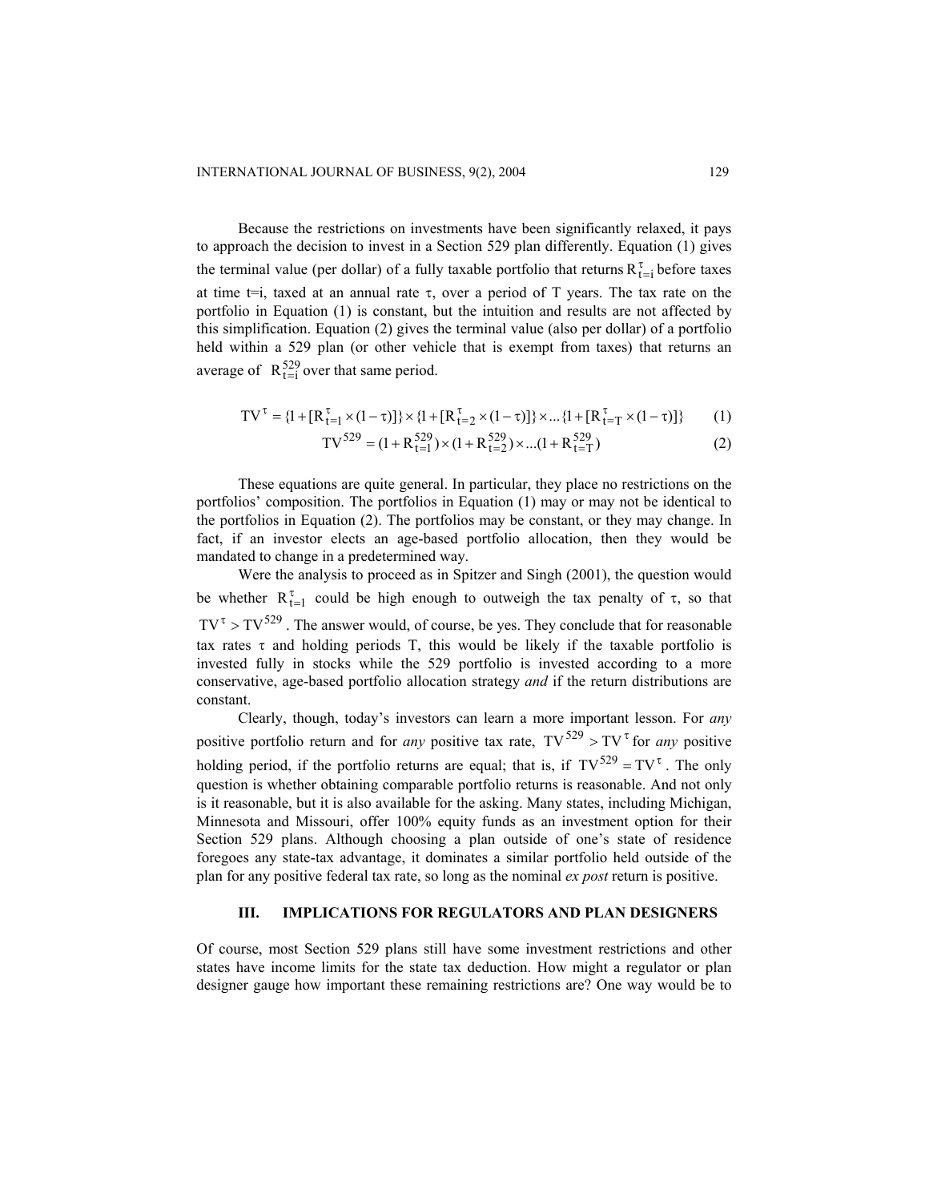Because the restrictions on investments have been significantly relaxed, it pays to approach the decision to invest in a Section 529 plan differently. Equation (1) gives the terminal value (per dollar) of a fully taxable portfolio that returns $R^{\tau}_{t=i}$ before taxes at time t=i, taxed at an annual rate $\tau$, over a period of T years. The tax rate on the portfolio in Equation (1) is constant, but the intuition and results are not affected by this simplification. Equation (2) gives the terminal value (also per dollar) of a portfolio held within a 529 plan (or other vehicle that is exempt from taxes) that returns an average of $R^{529}_{t=i}$ over that same period.

$$TV^{\tau} = \{1 + [R^{\tau}_{t=1} \times (1-\tau)]\} \times \{1 + [R^{\tau}_{t=2} \times (1-\tau)]\} \times \ldots \{1 + [R^{\tau}_{t=T} \times (1-\tau)]\} \quad (1)$$

$$TV^{529} = (1 + R^{529}_{t=1}) \times (1 + R^{529}_{t=2}) \times \ldots (1 + R^{529}_{t=T}) \quad (2)$$

These equations are quite general. In particular, they place no restrictions on the portfolios' composition. The portfolios in Equation (1) may or may not be identical to the portfolios in Equation (2). The portfolios may be constant, or they may change. In fact, if an investor elects an age-based portfolio allocation, then they would be mandated to change in a predetermined way.

Were the analysis to proceed as in Spitzer and Singh (2001), the question would be whether $R^{\tau}_{t=1}$ could be high enough to outweigh the tax penalty of $\tau$, so that $TV^{\tau} > TV^{529}$. The answer would, of course, be yes. They conclude that for reasonable tax rates $\tau$ and holding periods T, this would be likely if the taxable portfolio is invested fully in stocks while the 529 portfolio is invested according to a more conservative, age-based portfolio allocation strategy *and* if the return distributions are constant.

Clearly, though, today's investors can learn a more important lesson. For *any* positive portfolio return and for *any* positive tax rate, $TV^{529} > TV^{\tau}$ for *any* positive holding period, if the portfolio returns are equal; that is, if $TV^{529} = TV^{\tau}$. The only question is whether obtaining comparable portfolio returns is reasonable. And not only is it reasonable, but it is also available for the asking. Many states, including Michigan, Minnesota and Missouri, offer 100% equity funds as an investment option for their Section 529 plans. Although choosing a plan outside of one's state of residence foregoes any state-tax advantage, it dominates a similar portfolio held outside of the plan for any positive federal tax rate, so long as the nominal *ex post* return is positive.

## III. IMPLICATIONS FOR REGULATORS AND PLAN DESIGNERS

Of course, most Section 529 plans still have some investment restrictions and other states have income limits for the state tax deduction. How might a regulator or plan designer gauge how important these remaining restrictions are? One way would be to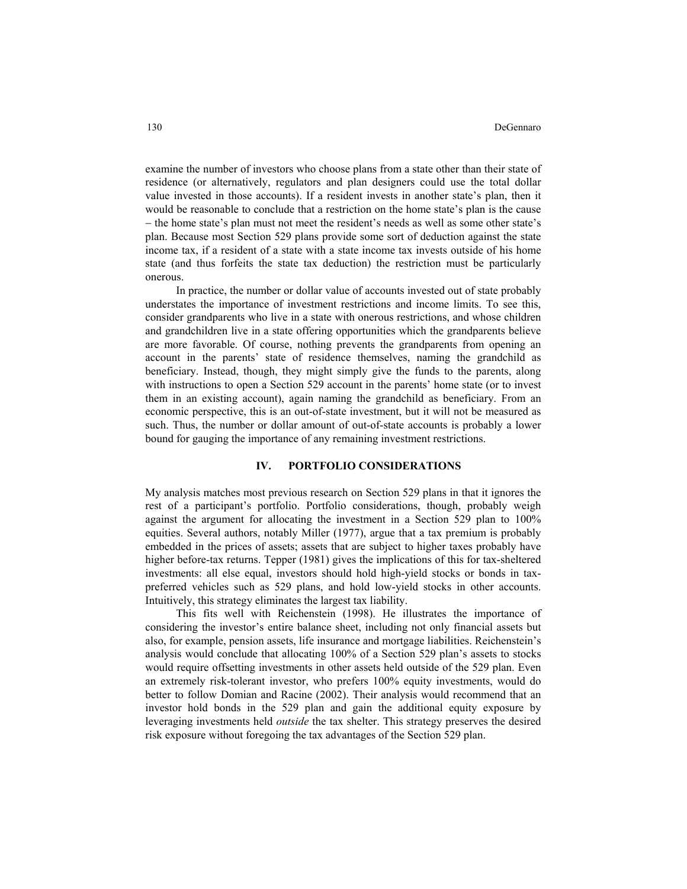examine the number of investors who choose plans from a state other than their state of residence (or alternatively, regulators and plan designers could use the total dollar value invested in those accounts). If a resident invests in another state's plan, then it would be reasonable to conclude that a restriction on the home state's plan is the cause – the home state's plan must not meet the resident's needs as well as some other state's plan. Because most Section 529 plans provide some sort of deduction against the state income tax, if a resident of a state with a state income tax invests outside of his home state (and thus forfeits the state tax deduction) the restriction must be particularly onerous.

In practice, the number or dollar value of accounts invested out of state probably understates the importance of investment restrictions and income limits. To see this, consider grandparents who live in a state with onerous restrictions, and whose children and grandchildren live in a state offering opportunities which the grandparents believe are more favorable. Of course, nothing prevents the grandparents from opening an account in the parents' state of residence themselves, naming the grandchild as beneficiary. Instead, though, they might simply give the funds to the parents, along with instructions to open a Section 529 account in the parents' home state (or to invest them in an existing account), again naming the grandchild as beneficiary. From an economic perspective, this is an out-of-state investment, but it will not be measured as such. Thus, the number or dollar amount of out-of-state accounts is probably a lower bound for gauging the importance of any remaining investment restrictions.

## IV. PORTFOLIO CONSIDERATIONS

My analysis matches most previous research on Section 529 plans in that it ignores the rest of a participant's portfolio. Portfolio considerations, though, probably weigh against the argument for allocating the investment in a Section 529 plan to 100% equities. Several authors, notably Miller (1977), argue that a tax premium is probably embedded in the prices of assets; assets that are subject to higher taxes probably have higher before-tax returns. Tepper (1981) gives the implications of this for tax-sheltered investments: all else equal, investors should hold high-yield stocks or bonds in tax-preferred vehicles such as 529 plans, and hold low-yield stocks in other accounts. Intuitively, this strategy eliminates the largest tax liability.

This fits well with Reichenstein (1998). He illustrates the importance of considering the investor's entire balance sheet, including not only financial assets but also, for example, pension assets, life insurance and mortgage liabilities. Reichenstein's analysis would conclude that allocating 100% of a Section 529 plan's assets to stocks would require offsetting investments in other assets held outside of the 529 plan. Even an extremely risk-tolerant investor, who prefers 100% equity investments, would do better to follow Domian and Racine (2002). Their analysis would recommend that an investor hold bonds in the 529 plan and gain the additional equity exposure by leveraging investments held *outside* the tax shelter. This strategy preserves the desired risk exposure without foregoing the tax advantages of the Section 529 plan.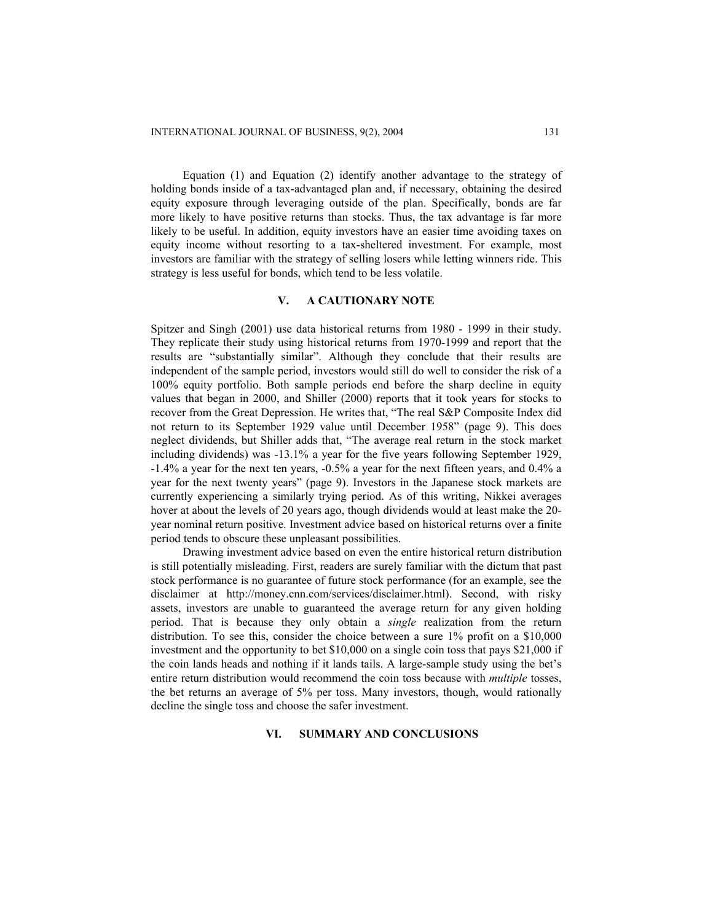Equation (1) and Equation (2) identify another advantage to the strategy of holding bonds inside of a tax-advantaged plan and, if necessary, obtaining the desired equity exposure through leveraging outside of the plan. Specifically, bonds are far more likely to have positive returns than stocks. Thus, the tax advantage is far more likely to be useful. In addition, equity investors have an easier time avoiding taxes on equity income without resorting to a tax-sheltered investment. For example, most investors are familiar with the strategy of selling losers while letting winners ride. This strategy is less useful for bonds, which tend to be less volatile.

## V. A CAUTIONARY NOTE

Spitzer and Singh (2001) use data historical returns from 1980 - 1999 in their study. They replicate their study using historical returns from 1970-1999 and report that the results are "substantially similar". Although they conclude that their results are independent of the sample period, investors would still do well to consider the risk of a 100% equity portfolio. Both sample periods end before the sharp decline in equity values that began in 2000, and Shiller (2000) reports that it took years for stocks to recover from the Great Depression. He writes that, "The real S&P Composite Index did not return to its September 1929 value until December 1958" (page 9). This does neglect dividends, but Shiller adds that, "The average real return in the stock market including dividends) was -13.1% a year for the five years following September 1929, -1.4% a year for the next ten years, -0.5% a year for the next fifteen years, and 0.4% a year for the next twenty years" (page 9). Investors in the Japanese stock markets are currently experiencing a similarly trying period. As of this writing, Nikkei averages hover at about the levels of 20 years ago, though dividends would at least make the 20-year nominal return positive. Investment advice based on historical returns over a finite period tends to obscure these unpleasant possibilities.

Drawing investment advice based on even the entire historical return distribution is still potentially misleading. First, readers are surely familiar with the dictum that past stock performance is no guarantee of future stock performance (for an example, see the disclaimer at http://money.cnn.com/services/disclaimer.html). Second, with risky assets, investors are unable to guaranteed the average return for any given holding period. That is because they only obtain a *single* realization from the return distribution. To see this, consider the choice between a sure 1% profit on a $10,000 investment and the opportunity to bet $10,000 on a single coin toss that pays $21,000 if the coin lands heads and nothing if it lands tails. A large-sample study using the bet's entire return distribution would recommend the coin toss because with *multiple* tosses, the bet returns an average of 5% per toss. Many investors, though, would rationally decline the single toss and choose the safer investment.

## VI. SUMMARY AND CONCLUSIONS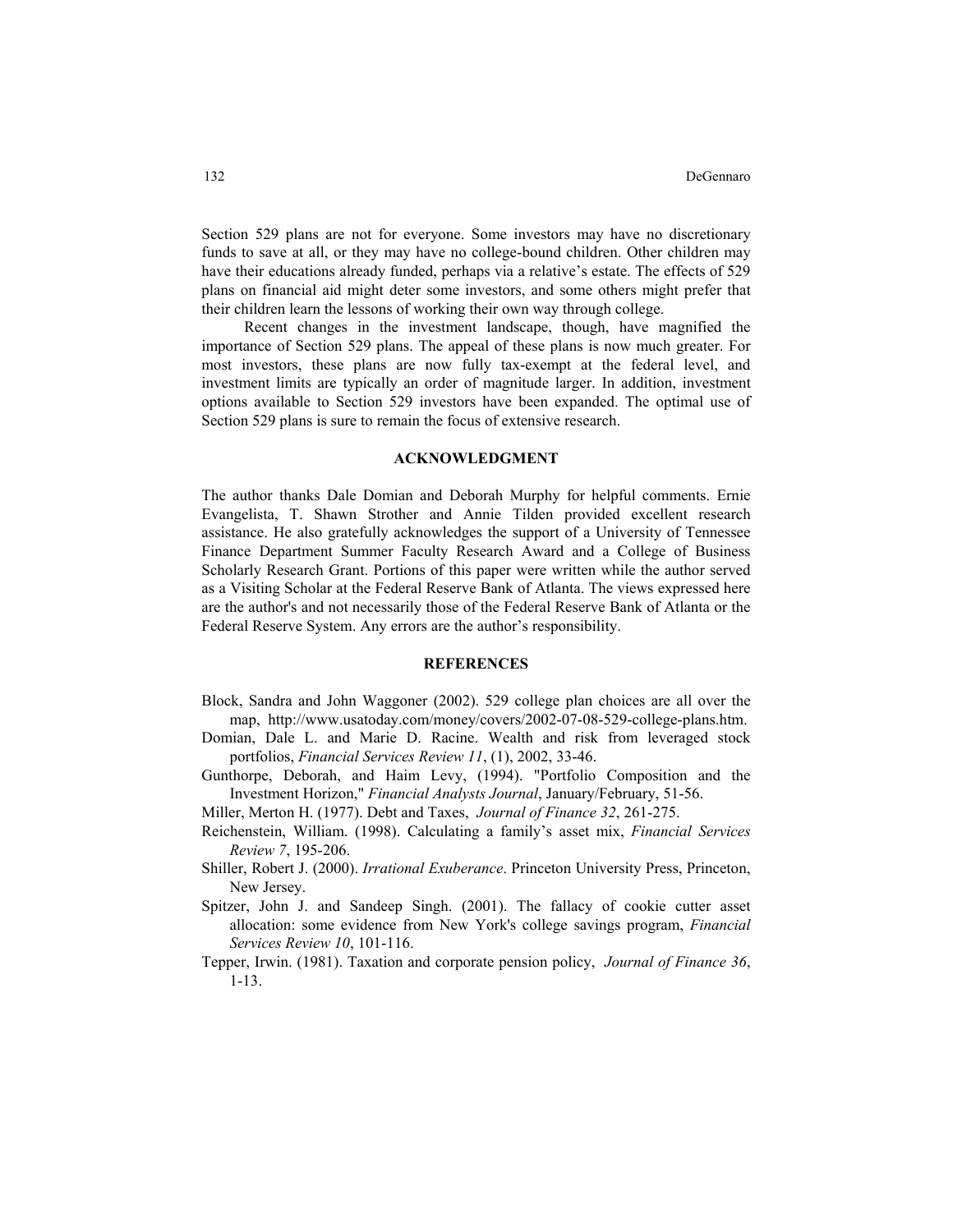Section 529 plans are not for everyone. Some investors may have no discretionary funds to save at all, or they may have no college-bound children. Other children may have their educations already funded, perhaps via a relative's estate. The effects of 529 plans on financial aid might deter some investors, and some others might prefer that their children learn the lessons of working their own way through college.

Recent changes in the investment landscape, though, have magnified the importance of Section 529 plans. The appeal of these plans is now much greater. For most investors, these plans are now fully tax-exempt at the federal level, and investment limits are typically an order of magnitude larger. In addition, investment options available to Section 529 investors have been expanded. The optimal use of Section 529 plans is sure to remain the focus of extensive research.

## ACKNOWLEDGMENT

The author thanks Dale Domian and Deborah Murphy for helpful comments. Ernie Evangelista, T. Shawn Strother and Annie Tilden provided excellent research assistance. He also gratefully acknowledges the support of a University of Tennessee Finance Department Summer Faculty Research Award and a College of Business Scholarly Research Grant. Portions of this paper were written while the author served as a Visiting Scholar at the Federal Reserve Bank of Atlanta. The views expressed here are the author's and not necessarily those of the Federal Reserve Bank of Atlanta or the Federal Reserve System. Any errors are the author's responsibility.

## REFERENCES

Block, Sandra and John Waggoner (2002). 529 college plan choices are all over the map, http://www.usatoday.com/money/covers/2002-07-08-529-college-plans.htm.

Domian, Dale L. and Marie D. Racine. Wealth and risk from leveraged stock portfolios, *Financial Services Review 11*, (1), 2002, 33-46.

Gunthorpe, Deborah, and Haim Levy, (1994). "Portfolio Composition and the Investment Horizon," *Financial Analysts Journal*, January/February, 51-56.

Miller, Merton H. (1977). Debt and Taxes, *Journal of Finance 32*, 261-275.

Reichenstein, William. (1998). Calculating a family's asset mix, *Financial Services Review 7*, 195-206.

Shiller, Robert J. (2000). *Irrational Exuberance*. Princeton University Press, Princeton, New Jersey.

Spitzer, John J. and Sandeep Singh. (2001). The fallacy of cookie cutter asset allocation: some evidence from New York's college savings program, *Financial Services Review 10*, 101-116.

Tepper, Irwin. (1981). Taxation and corporate pension policy, *Journal of Finance 36*, 1-13.